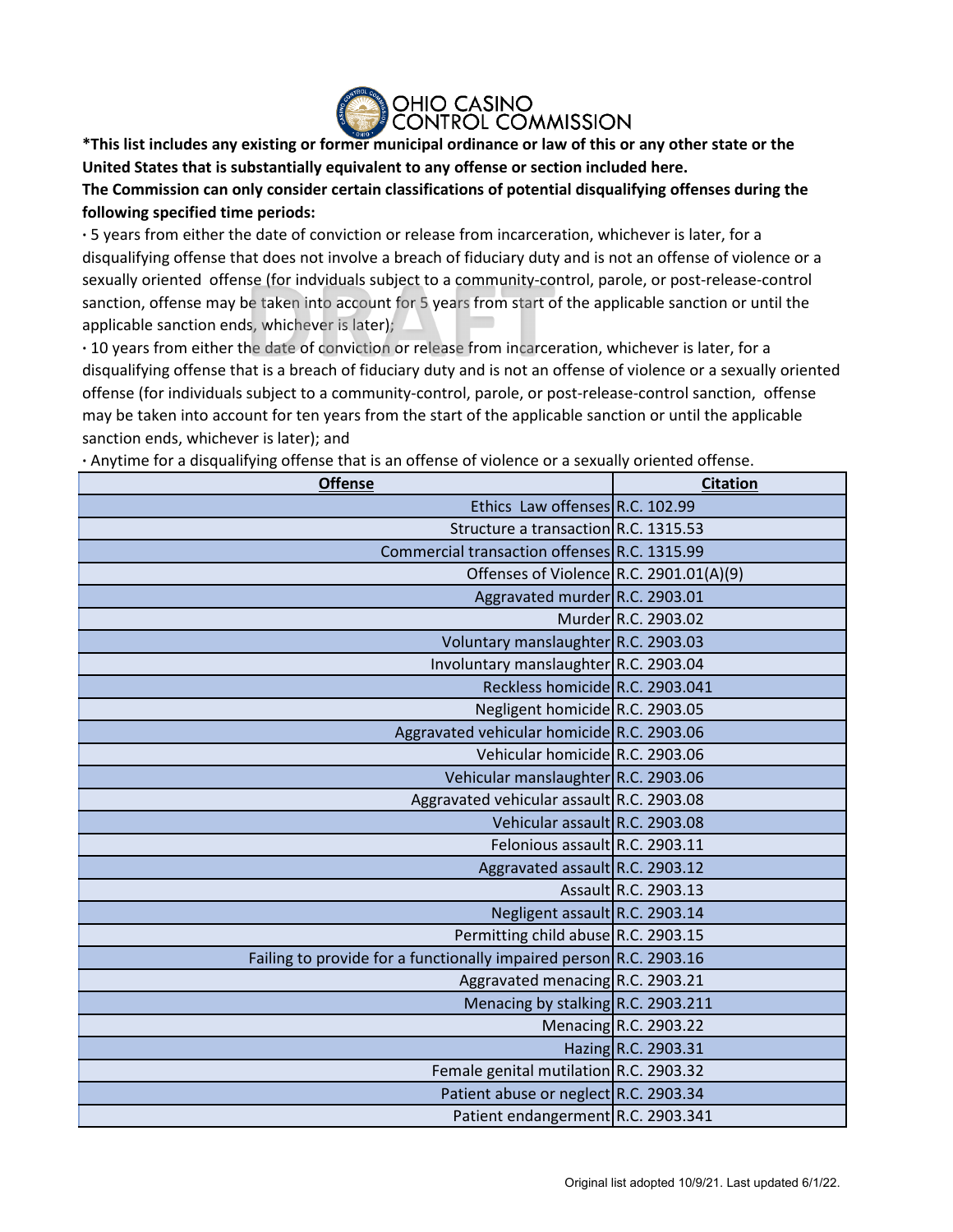OHIO CASINO CONTROL COMMISSION

**\*This list includes any existing or former municipal ordinance or law of this or any other state or the United States that is substantially equivalent to any offense or section included here.**

**The Commission can only consider certain classifications of potential disqualifying offenses during the following specified time periods:**

- 5 years from either the date of conviction or release from incarceration, whichever is later, for a disqualifying offense that does not involve a breach of fiduciary duty and is not an offense of violence or a sexually oriented offense (for indviduals subject to a community-control, parole, or post-release-control sanction, offense may be taken into account for 5 years from start of the applicable sanction or until the applicable sanction ends, whichever is later);
- 10 years from either the date of conviction or release from incarceration, whichever is later, for a disqualifying offense that is a breach of fiduciary duty and is not an offense of violence or a sexually oriented offense (for individuals subject to a community-control, parole, or post-release-control sanction, offense may be taken into account for ten years from the start of the applicable sanction or until the applicable sanction ends, whichever is later); and
- Anytime for a disqualifying offense that is an offense of violence or a sexually oriented offense.

| Offense | Citation |
|---:|---|
| Ethics Law offenses | R.C. 102.99 |
| Structure a transaction | R.C. 1315.53 |
| Commercial transaction offenses | R.C. 1315.99 |
| Offenses of Violence | R.C. 2901.01(A)(9) |
| Aggravated murder | R.C. 2903.01 |
| Murder | R.C. 2903.02 |
| Voluntary manslaughter | R.C. 2903.03 |
| Involuntary manslaughter | R.C. 2903.04 |
| Reckless homicide | R.C. 2903.041 |
| Negligent homicide | R.C. 2903.05 |
| Aggravated vehicular homicide | R.C. 2903.06 |
| Vehicular homicide | R.C. 2903.06 |
| Vehicular manslaughter | R.C. 2903.06 |
| Aggravated vehicular assault | R.C. 2903.08 |
| Vehicular assault | R.C. 2903.08 |
| Felonious assault | R.C. 2903.11 |
| Aggravated assault | R.C. 2903.12 |
| Assault | R.C. 2903.13 |
| Negligent assault | R.C. 2903.14 |
| Permitting child abuse | R.C. 2903.15 |
| Failing to provide for a functionally impaired person | R.C. 2903.16 |
| Aggravated menacing | R.C. 2903.21 |
| Menacing by stalking | R.C. 2903.211 |
| Menacing | R.C. 2903.22 |
| Hazing | R.C. 2903.31 |
| Female genital mutilation | R.C. 2903.32 |
| Patient abuse or neglect | R.C. 2903.34 |
| Patient endangerment | R.C. 2903.341 |

Original list adopted 10/9/21. Last updated 6/1/22.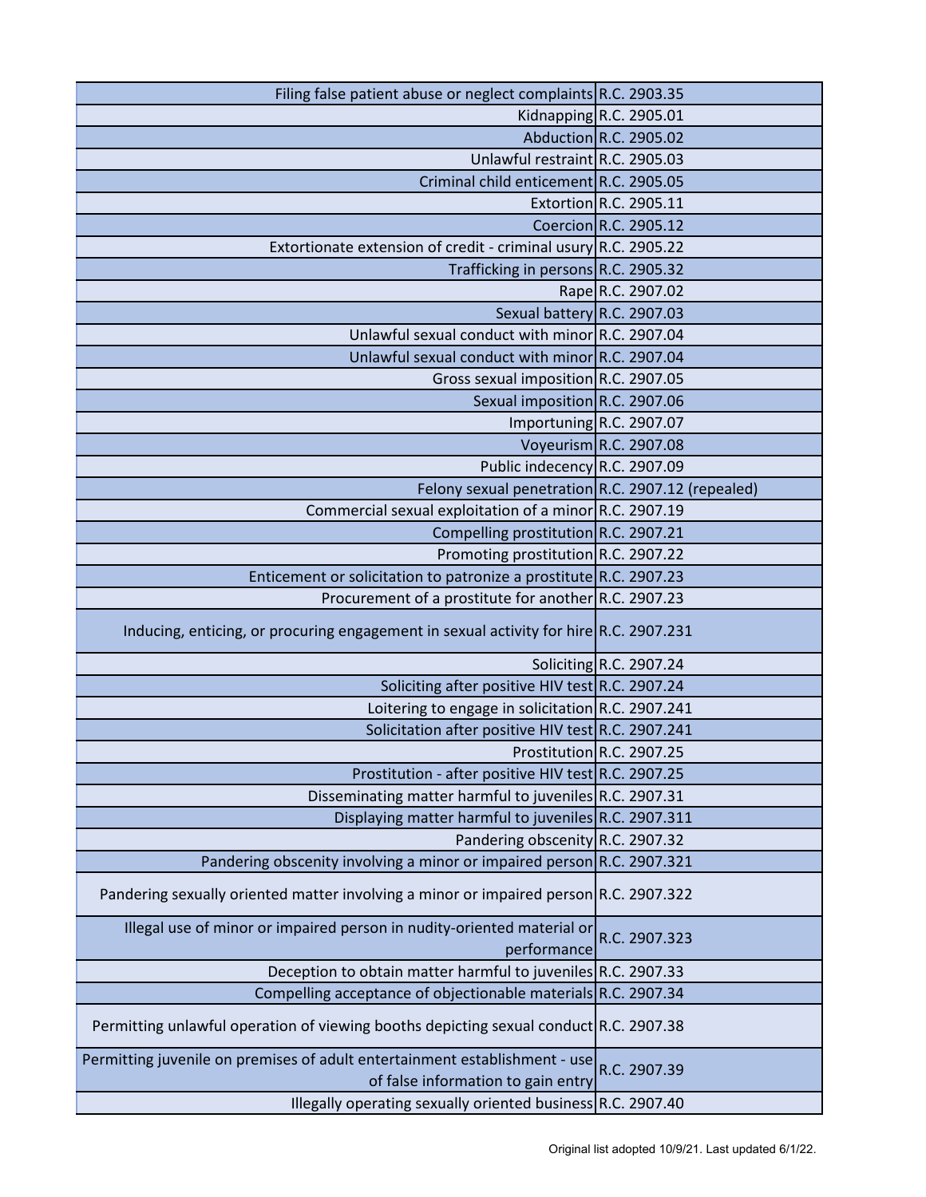| | |
|---|---|
| Filing false patient abuse or neglect complaints | R.C. 2903.35 |
| Kidnapping | R.C. 2905.01 |
| Abduction | R.C. 2905.02 |
| Unlawful restraint | R.C. 2905.03 |
| Criminal child enticement | R.C. 2905.05 |
| Extortion | R.C. 2905.11 |
| Coercion | R.C. 2905.12 |
| Extortionate extension of credit - criminal usury | R.C. 2905.22 |
| Trafficking in persons | R.C. 2905.32 |
| Rape | R.C. 2907.02 |
| Sexual battery | R.C. 2907.03 |
| Unlawful sexual conduct with minor | R.C. 2907.04 |
| Unlawful sexual conduct with minor | R.C. 2907.04 |
| Gross sexual imposition | R.C. 2907.05 |
| Sexual imposition | R.C. 2907.06 |
| Importuning | R.C. 2907.07 |
| Voyeurism | R.C. 2907.08 |
| Public indecency | R.C. 2907.09 |
| Felony sexual penetration | R.C. 2907.12 (repealed) |
| Commercial sexual exploitation of a minor | R.C. 2907.19 |
| Compelling prostitution | R.C. 2907.21 |
| Promoting prostitution | R.C. 2907.22 |
| Enticement or solicitation to patronize a prostitute | R.C. 2907.23 |
| Procurement of a prostitute for another | R.C. 2907.23 |
| Inducing, enticing, or procuring engagement in sexual activity for hire | R.C. 2907.231 |
| Soliciting | R.C. 2907.24 |
| Soliciting after positive HIV test | R.C. 2907.24 |
| Loitering to engage in solicitation | R.C. 2907.241 |
| Solicitation after positive HIV test | R.C. 2907.241 |
| Prostitution | R.C. 2907.25 |
| Prostitution - after positive HIV test | R.C. 2907.25 |
| Disseminating matter harmful to juveniles | R.C. 2907.31 |
| Displaying matter harmful to juveniles | R.C. 2907.311 |
| Pandering obscenity | R.C. 2907.32 |
| Pandering obscenity involving a minor or impaired person | R.C. 2907.321 |
| Pandering sexually oriented matter involving a minor or impaired person | R.C. 2907.322 |
| Illegal use of minor or impaired person in nudity-oriented material or performance | R.C. 2907.323 |
| Deception to obtain matter harmful to juveniles | R.C. 2907.33 |
| Compelling acceptance of objectionable materials | R.C. 2907.34 |
| Permitting unlawful operation of viewing booths depicting sexual conduct | R.C. 2907.38 |
| Permitting juvenile on premises of adult entertainment establishment - use of false information to gain entry | R.C. 2907.39 |
| Illegally operating sexually oriented business | R.C. 2907.40 |

Original list adopted 10/9/21. Last updated 6/1/22.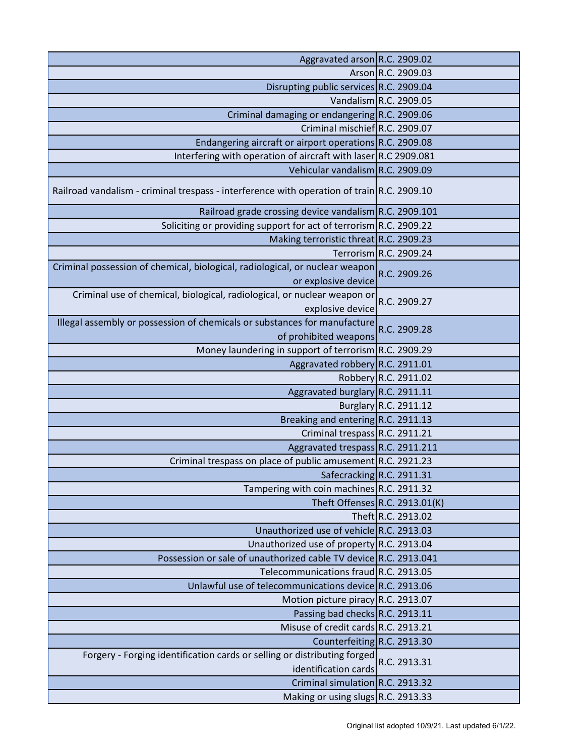| | |
|---|---|
| Aggravated arson | R.C. 2909.02 |
| Arson | R.C. 2909.03 |
| Disrupting public services | R.C. 2909.04 |
| Vandalism | R.C. 2909.05 |
| Criminal damaging or endangering | R.C. 2909.06 |
| Criminal mischief | R.C. 2909.07 |
| Endangering aircraft or airport operations | R.C. 2909.08 |
| Interfering with operation of aircraft with laser | R.C 2909.081 |
| Vehicular vandalism | R.C. 2909.09 |
| Railroad vandalism - criminal trespass - interference with operation of train | R.C. 2909.10 |
| Railroad grade crossing device vandalism | R.C. 2909.101 |
| Soliciting or providing support for act of terrorism | R.C. 2909.22 |
| Making terroristic threat | R.C. 2909.23 |
| Terrorism | R.C. 2909.24 |
| Criminal possession of chemical, biological, radiological, or nuclear weapon or explosive device | R.C. 2909.26 |
| Criminal use of chemical, biological, radiological, or nuclear weapon or explosive device | R.C. 2909.27 |
| Illegal assembly or possession of chemicals or substances for manufacture of prohibited weapons | R.C. 2909.28 |
| Money laundering in support of terrorism | R.C. 2909.29 |
| Aggravated robbery | R.C. 2911.01 |
| Robbery | R.C. 2911.02 |
| Aggravated burglary | R.C. 2911.11 |
| Burglary | R.C. 2911.12 |
| Breaking and entering | R.C. 2911.13 |
| Criminal trespass | R.C. 2911.21 |
| Aggravated trespass | R.C. 2911.211 |
| Criminal trespass on place of public amusement | R.C. 2921.23 |
| Safecracking | R.C. 2911.31 |
| Tampering with coin machines | R.C. 2911.32 |
| Theft Offenses | R.C. 2913.01(K) |
| Theft | R.C. 2913.02 |
| Unauthorized use of vehicle | R.C. 2913.03 |
| Unauthorized use of property | R.C. 2913.04 |
| Possession or sale of unauthorized cable TV device | R.C. 2913.041 |
| Telecommunications fraud | R.C. 2913.05 |
| Unlawful use of telecommunications device | R.C. 2913.06 |
| Motion picture piracy | R.C. 2913.07 |
| Passing bad checks | R.C. 2913.11 |
| Misuse of credit cards | R.C. 2913.21 |
| Counterfeiting | R.C. 2913.30 |
| Forgery - Forging identification cards or selling or distributing forged identification cards | R.C. 2913.31 |
| Criminal simulation | R.C. 2913.32 |
| Making or using slugs | R.C. 2913.33 |

Original list adopted 10/9/21. Last updated 6/1/22.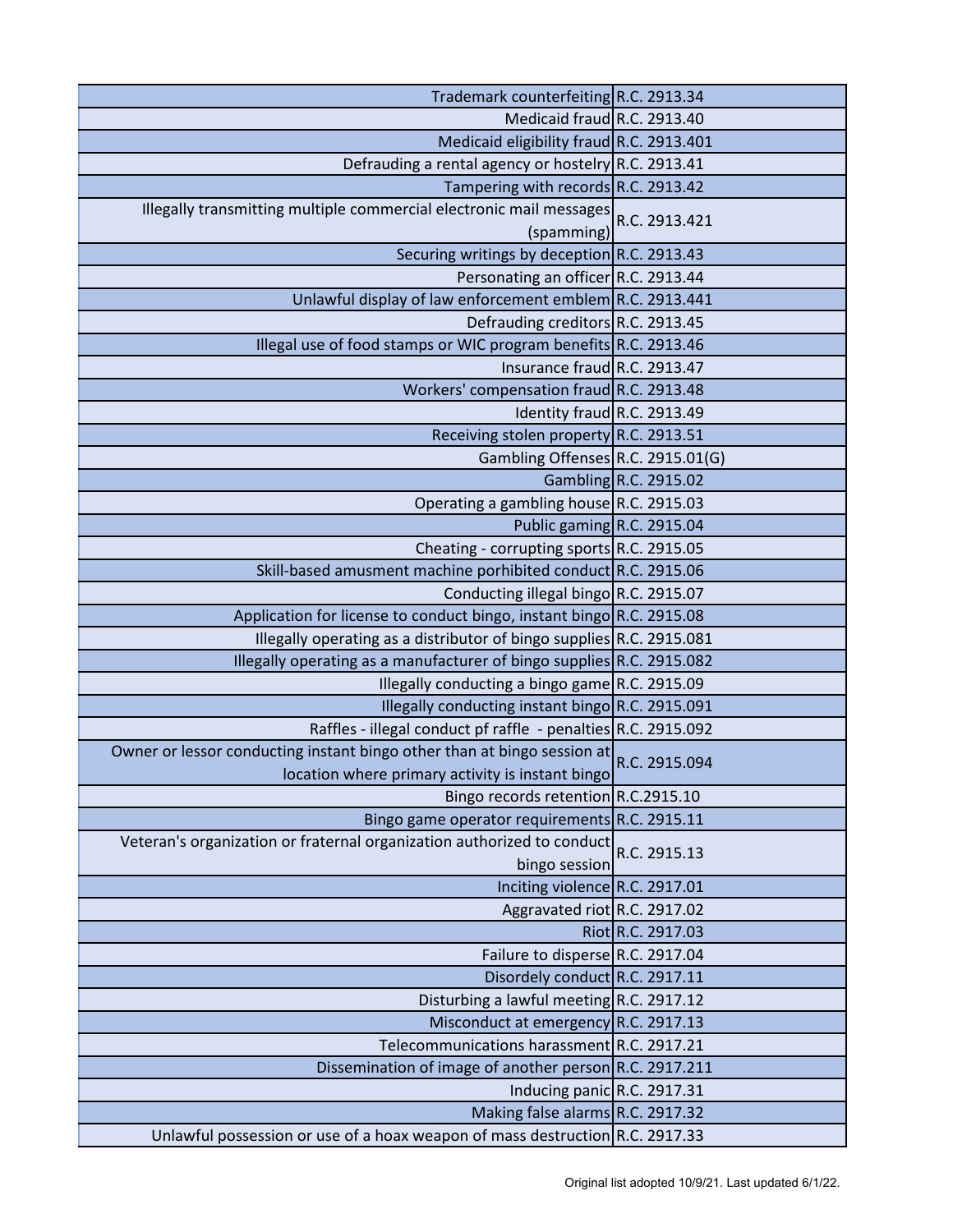| | |
|---|---|
| Trademark counterfeiting | R.C. 2913.34 |
| Medicaid fraud | R.C. 2913.40 |
| Medicaid eligibility fraud | R.C. 2913.401 |
| Defrauding a rental agency or hostelry | R.C. 2913.41 |
| Tampering with records | R.C. 2913.42 |
| Illegally transmitting multiple commercial electronic mail messages (spamming) | R.C. 2913.421 |
| Securing writings by deception | R.C. 2913.43 |
| Personating an officer | R.C. 2913.44 |
| Unlawful display of law enforcement emblem | R.C. 2913.441 |
| Defrauding creditors | R.C. 2913.45 |
| Illegal use of food stamps or WIC program benefits | R.C. 2913.46 |
| Insurance fraud | R.C. 2913.47 |
| Workers' compensation fraud | R.C. 2913.48 |
| Identity fraud | R.C. 2913.49 |
| Receiving stolen property | R.C. 2913.51 |
| Gambling Offenses | R.C. 2915.01(G) |
| Gambling | R.C. 2915.02 |
| Operating a gambling house | R.C. 2915.03 |
| Public gaming | R.C. 2915.04 |
| Cheating - corrupting sports | R.C. 2915.05 |
| Skill-based amusment machine porhibited conduct | R.C. 2915.06 |
| Conducting illegal bingo | R.C. 2915.07 |
| Application for license to conduct bingo, instant bingo | R.C. 2915.08 |
| Illegally operating as a distributor of bingo supplies | R.C. 2915.081 |
| Illegally operating as a manufacturer of bingo supplies | R.C. 2915.082 |
| Illegally conducting a bingo game | R.C. 2915.09 |
| Illegally conducting instant bingo | R.C. 2915.091 |
| Raffles - illegal conduct pf raffle - penalties | R.C. 2915.092 |
| Owner or lessor conducting instant bingo other than at bingo session at location where primary activity is instant bingo | R.C. 2915.094 |
| Bingo records retention | R.C.2915.10 |
| Bingo game operator requirements | R.C. 2915.11 |
| Veteran's organization or fraternal organization authorized to conduct bingo session | R.C. 2915.13 |
| Inciting violence | R.C. 2917.01 |
| Aggravated riot | R.C. 2917.02 |
| Riot | R.C. 2917.03 |
| Failure to disperse | R.C. 2917.04 |
| Disordely conduct | R.C. 2917.11 |
| Disturbing a lawful meeting | R.C. 2917.12 |
| Misconduct at emergency | R.C. 2917.13 |
| Telecommunications harassment | R.C. 2917.21 |
| Dissemination of image of another person | R.C. 2917.211 |
| Inducing panic | R.C. 2917.31 |
| Making false alarms | R.C. 2917.32 |
| Unlawful possession or use of a hoax weapon of mass destruction | R.C. 2917.33 |

Original list adopted 10/9/21. Last updated 6/1/22.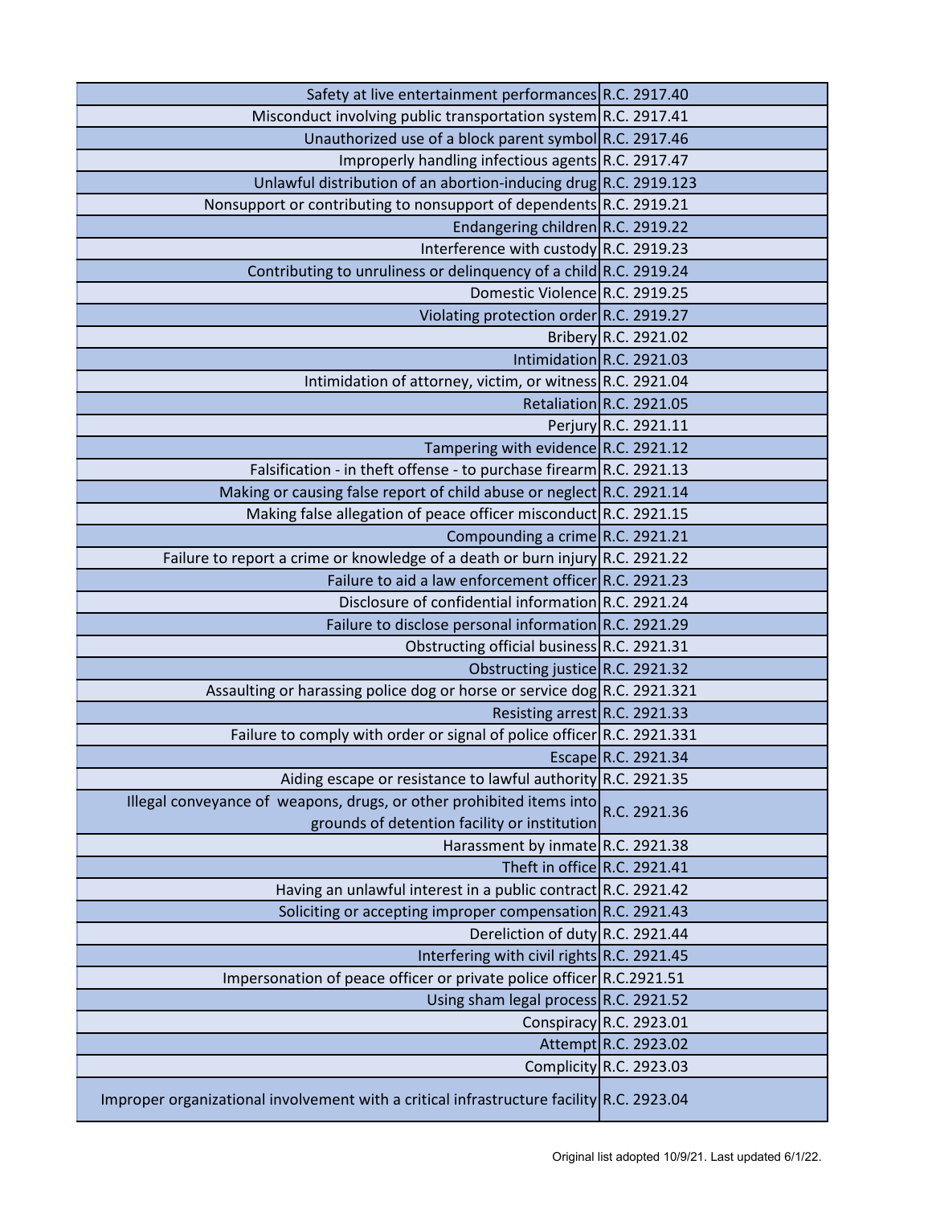| | |
|---|---|
| Safety at live entertainment performances | R.C. 2917.40 |
| Misconduct involving public transportation system | R.C. 2917.41 |
| Unauthorized use of a block parent symbol | R.C. 2917.46 |
| Improperly handling infectious agents | R.C. 2917.47 |
| Unlawful distribution of an abortion-inducing drug | R.C. 2919.123 |
| Nonsupport or contributing to nonsupport of dependents | R.C. 2919.21 |
| Endangering children | R.C. 2919.22 |
| Interference with custody | R.C. 2919.23 |
| Contributing to unruliness or delinquency of a child | R.C. 2919.24 |
| Domestic Violence | R.C. 2919.25 |
| Violating protection order | R.C. 2919.27 |
| Bribery | R.C. 2921.02 |
| Intimidation | R.C. 2921.03 |
| Intimidation of attorney, victim, or witness | R.C. 2921.04 |
| Retaliation | R.C. 2921.05 |
| Perjury | R.C. 2921.11 |
| Tampering with evidence | R.C. 2921.12 |
| Falsification - in theft offense - to purchase firearm | R.C. 2921.13 |
| Making or causing false report of child abuse or neglect | R.C. 2921.14 |
| Making false allegation of peace officer misconduct | R.C. 2921.15 |
| Compounding a crime | R.C. 2921.21 |
| Failure to report a crime or knowledge of a death or burn injury | R.C. 2921.22 |
| Failure to aid a law enforcement officer | R.C. 2921.23 |
| Disclosure of confidential information | R.C. 2921.24 |
| Failure to disclose personal information | R.C. 2921.29 |
| Obstructing official business | R.C. 2921.31 |
| Obstructing justice | R.C. 2921.32 |
| Assaulting or harassing police dog or horse or service dog | R.C. 2921.321 |
| Resisting arrest | R.C. 2921.33 |
| Failure to comply with order or signal of police officer | R.C. 2921.331 |
| Escape | R.C. 2921.34 |
| Aiding escape or resistance to lawful authority | R.C. 2921.35 |
| Illegal conveyance of weapons, drugs, or other prohibited items into grounds of detention facility or institution | R.C. 2921.36 |
| Harassment by inmate | R.C. 2921.38 |
| Theft in office | R.C. 2921.41 |
| Having an unlawful interest in a public contract | R.C. 2921.42 |
| Soliciting or accepting improper compensation | R.C. 2921.43 |
| Dereliction of duty | R.C. 2921.44 |
| Interfering with civil rights | R.C. 2921.45 |
| Impersonation of peace officer or private police officer | R.C.2921.51 |
| Using sham legal process | R.C. 2921.52 |
| Conspiracy | R.C. 2923.01 |
| Attempt | R.C. 2923.02 |
| Complicity | R.C. 2923.03 |
| Improper organizational involvement with a critical infrastructure facility | R.C. 2923.04 |

Original list adopted 10/9/21. Last updated 6/1/22.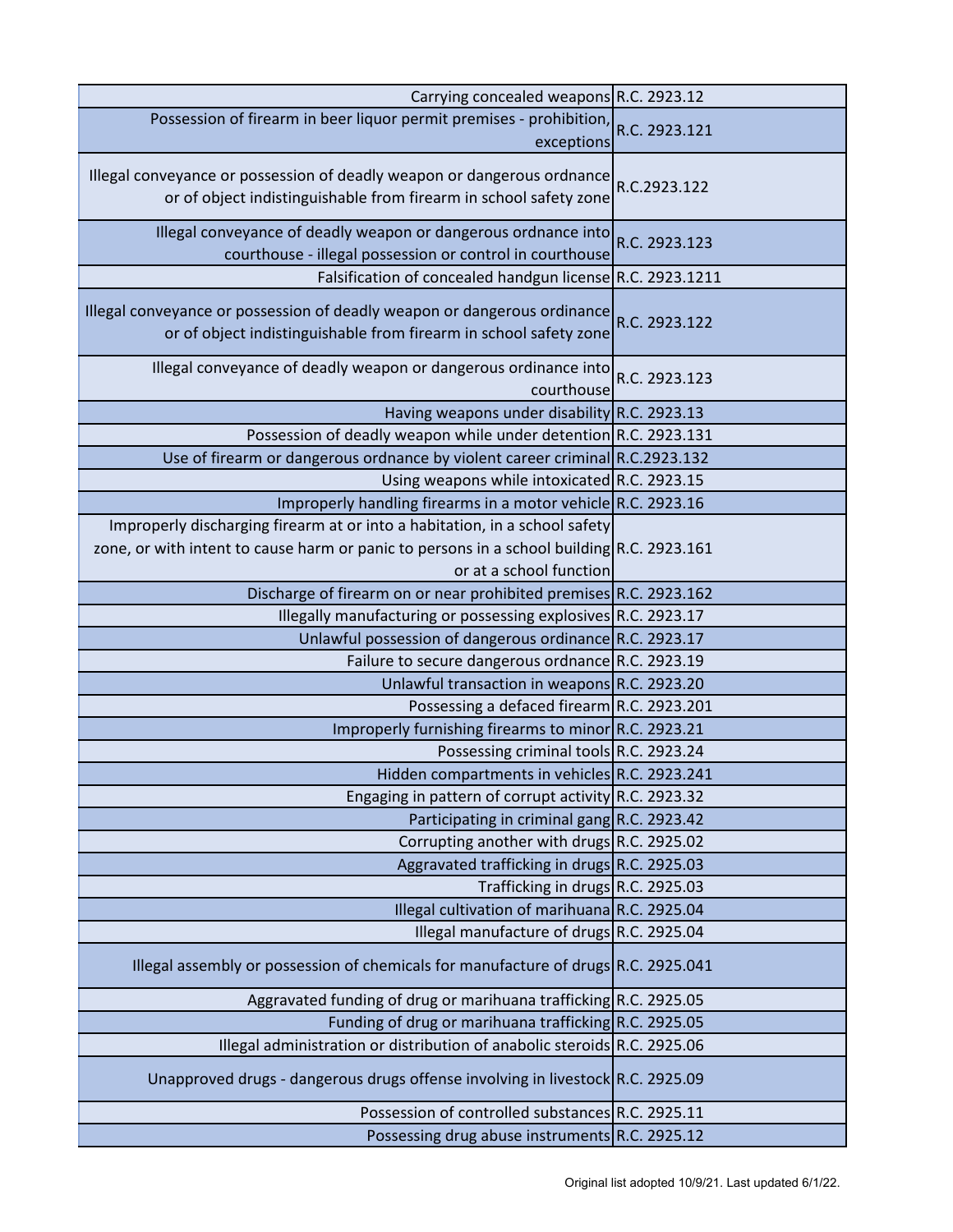| | |
|---|---|
| Carrying concealed weapons | R.C. 2923.12 |
| Possession of firearm in beer liquor permit premises - prohibition, exceptions | R.C. 2923.121 |
| Illegal conveyance or possession of deadly weapon or dangerous ordnance or of object indistinguishable from firearm in school safety zone | R.C.2923.122 |
| Illegal conveyance of deadly weapon or dangerous ordnance into courthouse - illegal possession or control in courthouse | R.C. 2923.123 |
| Falsification of concealed handgun license | R.C. 2923.1211 |
| Illegal conveyance or possession of deadly weapon or dangerous ordinance or of object indistinguishable from firearm in school safety zone | R.C. 2923.122 |
| Illegal conveyance of deadly weapon or dangerous ordinance into courthouse | R.C. 2923.123 |
| Having weapons under disability | R.C. 2923.13 |
| Possession of deadly weapon while under detention | R.C. 2923.131 |
| Use of firearm or dangerous ordnance by violent career criminal | R.C.2923.132 |
| Using weapons while intoxicated | R.C. 2923.15 |
| Improperly handling firearms in a motor vehicle | R.C. 2923.16 |
| Improperly discharging firearm at or into a habitation, in a school safety zone, or with intent to cause harm or panic to persons in a school building or at a school function | R.C. 2923.161 |
| Discharge of firearm on or near prohibited premises | R.C. 2923.162 |
| Illegally manufacturing or possessing explosives | R.C. 2923.17 |
| Unlawful possession of dangerous ordinance | R.C. 2923.17 |
| Failure to secure dangerous ordnance | R.C. 2923.19 |
| Unlawful transaction in weapons | R.C. 2923.20 |
| Possessing a defaced firearm | R.C. 2923.201 |
| Improperly furnishing firearms to minor | R.C. 2923.21 |
| Possessing criminal tools | R.C. 2923.24 |
| Hidden compartments in vehicles | R.C. 2923.241 |
| Engaging in pattern of corrupt activity | R.C. 2923.32 |
| Participating in criminal gang | R.C. 2923.42 |
| Corrupting another with drugs | R.C. 2925.02 |
| Aggravated trafficking in drugs | R.C. 2925.03 |
| Trafficking in drugs | R.C. 2925.03 |
| Illegal cultivation of marihuana | R.C. 2925.04 |
| Illegal manufacture of drugs | R.C. 2925.04 |
| Illegal assembly or possession of chemicals for manufacture of drugs | R.C. 2925.041 |
| Aggravated funding of drug or marihuana trafficking | R.C. 2925.05 |
| Funding of drug or marihuana trafficking | R.C. 2925.05 |
| Illegal administration or distribution of anabolic steroids | R.C. 2925.06 |
| Unapproved drugs - dangerous drugs offense involving in livestock | R.C. 2925.09 |
| Possession of controlled substances | R.C. 2925.11 |
| Possessing drug abuse instruments | R.C. 2925.12 |

Original list adopted 10/9/21. Last updated 6/1/22.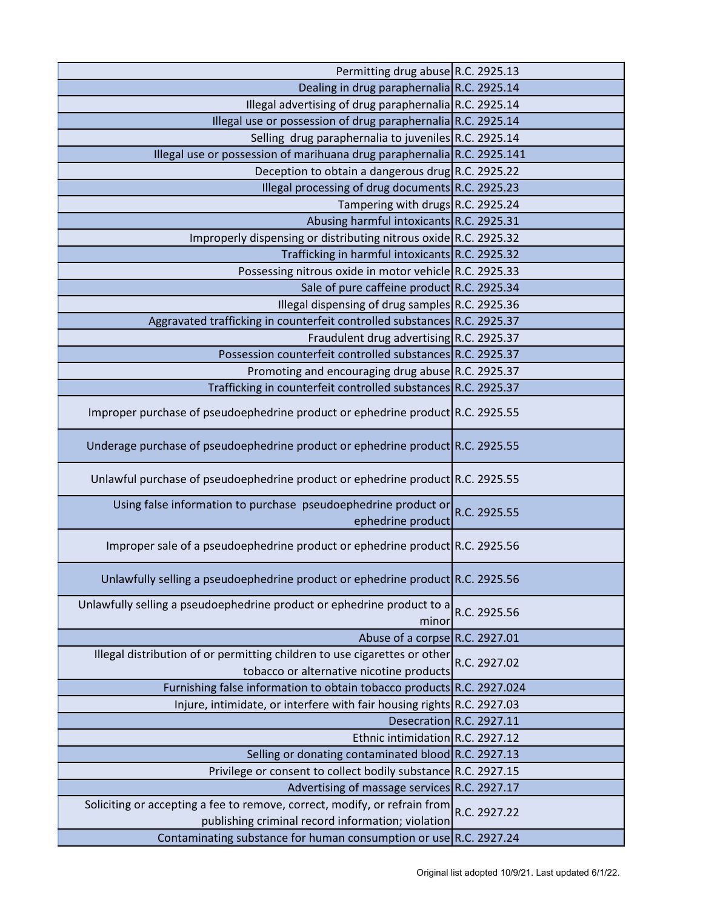| | |
|---|---|
| Permitting drug abuse | R.C. 2925.13 |
| Dealing in drug paraphernalia | R.C. 2925.14 |
| Illegal advertising of drug paraphernalia | R.C. 2925.14 |
| Illegal use or possession of drug paraphernalia | R.C. 2925.14 |
| Selling drug paraphernalia to juveniles | R.C. 2925.14 |
| Illegal use or possession of marihuana drug paraphernalia | R.C. 2925.141 |
| Deception to obtain a dangerous drug | R.C. 2925.22 |
| Illegal processing of drug documents | R.C. 2925.23 |
| Tampering with drugs | R.C. 2925.24 |
| Abusing harmful intoxicants | R.C. 2925.31 |
| Improperly dispensing or distributing nitrous oxide | R.C. 2925.32 |
| Trafficking in harmful intoxicants | R.C. 2925.32 |
| Possessing nitrous oxide in motor vehicle | R.C. 2925.33 |
| Sale of pure caffeine product | R.C. 2925.34 |
| Illegal dispensing of drug samples | R.C. 2925.36 |
| Aggravated trafficking in counterfeit controlled substances | R.C. 2925.37 |
| Fraudulent drug advertising | R.C. 2925.37 |
| Possession counterfeit controlled substances | R.C. 2925.37 |
| Promoting and encouraging drug abuse | R.C. 2925.37 |
| Trafficking in counterfeit controlled substances | R.C. 2925.37 |
| Improper purchase of pseudoephedrine product or ephedrine product | R.C. 2925.55 |
| Underage purchase of pseudoephedrine product or ephedrine product | R.C. 2925.55 |
| Unlawful purchase of pseudoephedrine product or ephedrine product | R.C. 2925.55 |
| Using false information to purchase pseudoephedrine product or ephedrine product | R.C. 2925.55 |
| Improper sale of a pseudoephedrine product or ephedrine product | R.C. 2925.56 |
| Unlawfully selling a pseudoephedrine product or ephedrine product | R.C. 2925.56 |
| Unlawfully selling a pseudoephedrine product or ephedrine product to a minor | R.C. 2925.56 |
| Abuse of a corpse | R.C. 2927.01 |
| Illegal distribution of or permitting children to use cigarettes or other tobacco or alternative nicotine products | R.C. 2927.02 |
| Furnishing false information to obtain tobacco products | R.C. 2927.024 |
| Injure, intimidate, or interfere with fair housing rights | R.C. 2927.03 |
| Desecration | R.C. 2927.11 |
| Ethnic intimidation | R.C. 2927.12 |
| Selling or donating contaminated blood | R.C. 2927.13 |
| Privilege or consent to collect bodily substance | R.C. 2927.15 |
| Advertising of massage services | R.C. 2927.17 |
| Soliciting or accepting a fee to remove, correct, modify, or refrain from publishing criminal record information; violation | R.C. 2927.22 |
| Contaminating substance for human consumption or use | R.C. 2927.24 |

Original list adopted 10/9/21. Last updated 6/1/22.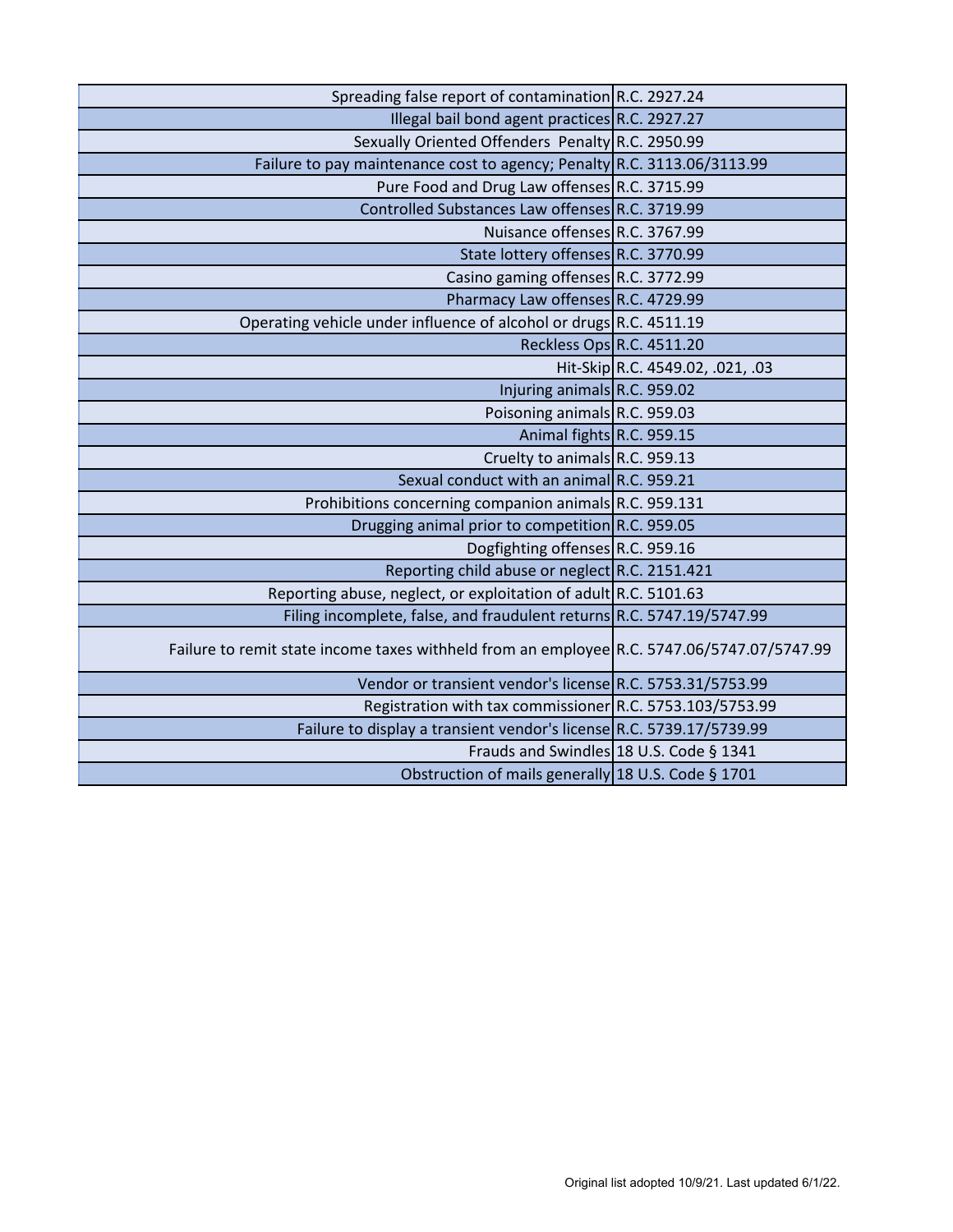| | |
|---|---|
| Spreading false report of contamination | R.C. 2927.24 |
| Illegal bail bond agent practices | R.C. 2927.27 |
| Sexually Oriented Offenders Penalty | R.C. 2950.99 |
| Failure to pay maintenance cost to agency; Penalty | R.C. 3113.06/3113.99 |
| Pure Food and Drug Law offenses | R.C. 3715.99 |
| Controlled Substances Law offenses | R.C. 3719.99 |
| Nuisance offenses | R.C. 3767.99 |
| State lottery offenses | R.C. 3770.99 |
| Casino gaming offenses | R.C. 3772.99 |
| Pharmacy Law offenses | R.C. 4729.99 |
| Operating vehicle under influence of alcohol or drugs | R.C. 4511.19 |
| Reckless Ops | R.C. 4511.20 |
| Hit-Skip | R.C. 4549.02, .021, .03 |
| Injuring animals | R.C. 959.02 |
| Poisoning animals | R.C. 959.03 |
| Animal fights | R.C. 959.15 |
| Cruelty to animals | R.C. 959.13 |
| Sexual conduct with an animal | R.C. 959.21 |
| Prohibitions concerning companion animals | R.C. 959.131 |
| Drugging animal prior to competition | R.C. 959.05 |
| Dogfighting offenses | R.C. 959.16 |
| Reporting child abuse or neglect | R.C. 2151.421 |
| Reporting abuse, neglect, or exploitation of adult | R.C. 5101.63 |
| Filing incomplete, false, and fraudulent returns | R.C. 5747.19/5747.99 |
| Failure to remit state income taxes withheld from an employee | R.C. 5747.06/5747.07/5747.99 |
| Vendor or transient vendor's license | R.C. 5753.31/5753.99 |
| Registration with tax commissioner | R.C. 5753.103/5753.99 |
| Failure to display a transient vendor's license | R.C. 5739.17/5739.99 |
| Frauds and Swindles | 18 U.S. Code § 1341 |
| Obstruction of mails generally | 18 U.S. Code § 1701 |

Original list adopted 10/9/21. Last updated 6/1/22.